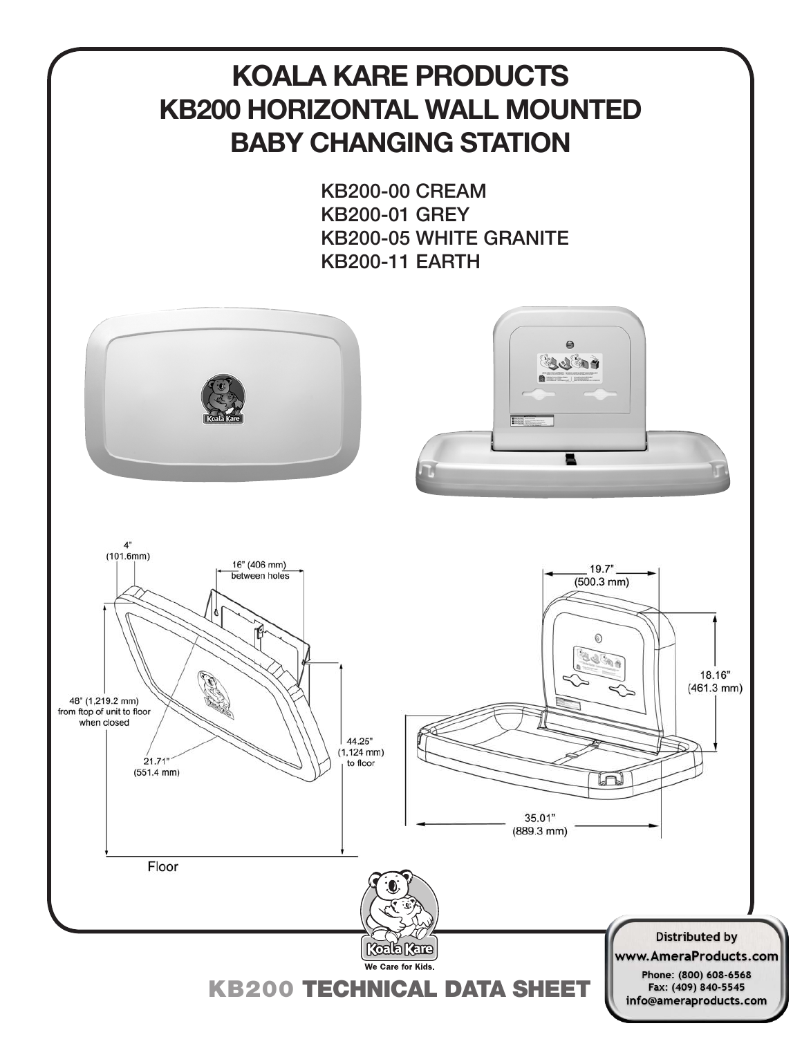# KOALA KARE PRODUCTS
# KB200 HORIZONTAL WALL MOUNTED BABY CHANGING STATION

KB200-00 CREAM
KB200-01 GREY
KB200-05 WHITE GRANITE
KB200-11 EARTH

4" (101.6mm)

16" (406 mm) between holes

48" (1,219.2 mm) from ftop of unit to floor when closed

21.71" (551.4 mm)

44.25" (1,124 mm) to floor

Floor

19.7" (500.3 mm)

18.16" (461.3 mm)

35.01" (889.3 mm)

Koala Kare
We Care for Kids.

## KB200 TECHNICAL DATA SHEET

Distributed by
www.AmeraProducts.com
Phone: (800) 608-6568
Fax: (409) 840-5545
info@ameraproducts.com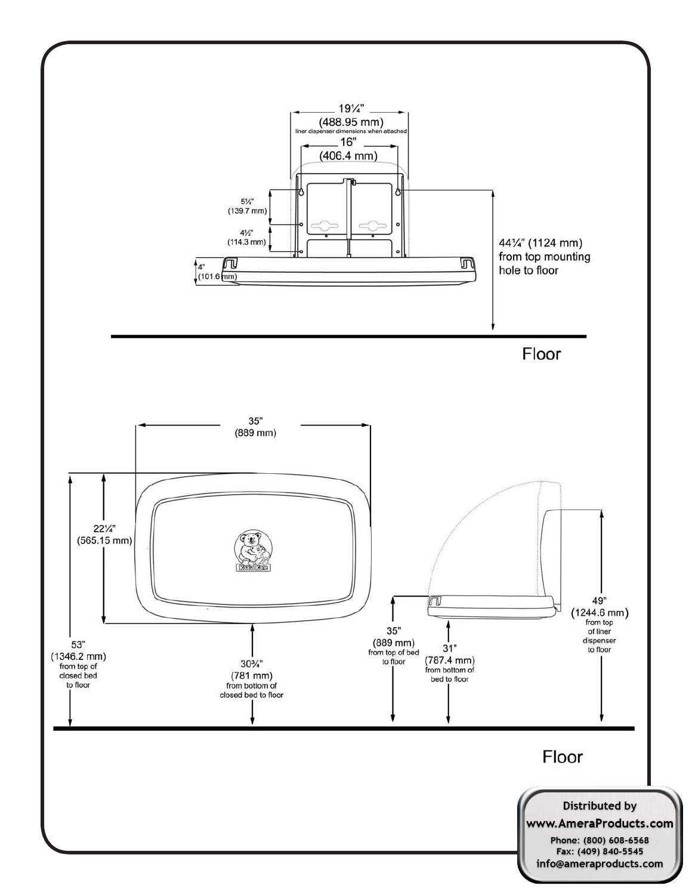19¼" (488.95 mm)
liner dispenser dimensions when attached

16" (406.4 mm)

5½" (139.7 mm)

4½" (114.3 mm)

4" (101.6 mm)

44¼" (1124 mm) from top mounting hole to floor

Floor

35" (889 mm)

22¼" (565.15 mm)

53" (1346.2 mm) from top of closed bed to floor

30¾" (781 mm) from bottom of closed bed to floor

35" (889 mm) from top of bed to floor

31" (787.4 mm) from bottom of bed to floor

49" (1244.6 mm) from top of liner dispenser to floor

Floor

**Distributed by**
**www.AmeraProducts.com**
**Phone: (800) 608-6568**
**Fax: (409) 840-5545**
**info@ameraproducts.com**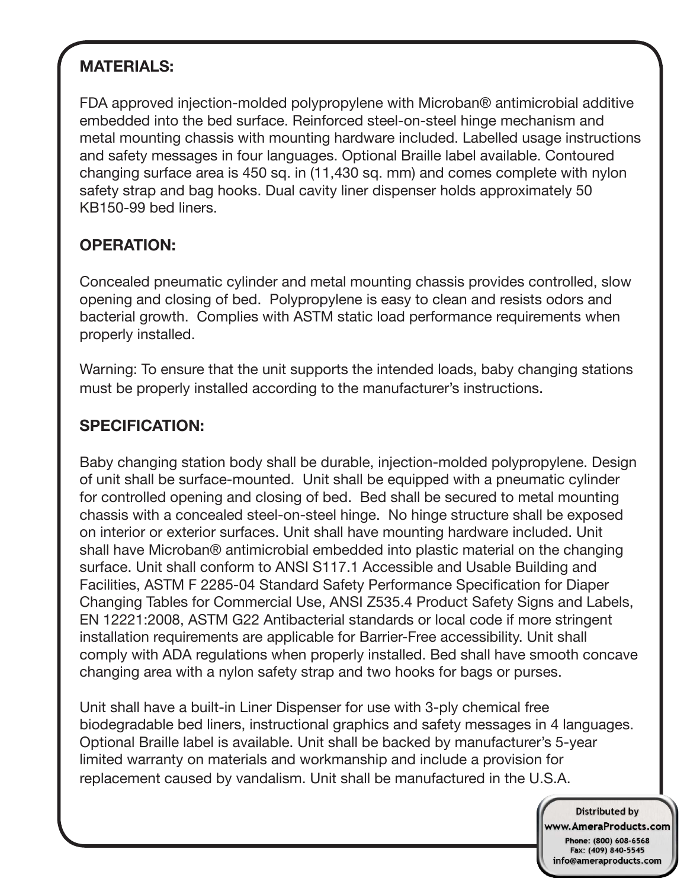## MATERIALS:

FDA approved injection-molded polypropylene with Microban® antimicrobial additive embedded into the bed surface. Reinforced steel-on-steel hinge mechanism and metal mounting chassis with mounting hardware included. Labelled usage instructions and safety messages in four languages. Optional Braille label available. Contoured changing surface area is 450 sq. in (11,430 sq. mm) and comes complete with nylon safety strap and bag hooks. Dual cavity liner dispenser holds approximately 50 KB150-99 bed liners.

## OPERATION:

Concealed pneumatic cylinder and metal mounting chassis provides controlled, slow opening and closing of bed. Polypropylene is easy to clean and resists odors and bacterial growth. Complies with ASTM static load performance requirements when properly installed.

Warning: To ensure that the unit supports the intended loads, baby changing stations must be properly installed according to the manufacturer's instructions.

## SPECIFICATION:

Baby changing station body shall be durable, injection-molded polypropylene. Design of unit shall be surface-mounted. Unit shall be equipped with a pneumatic cylinder for controlled opening and closing of bed. Bed shall be secured to metal mounting chassis with a concealed steel-on-steel hinge. No hinge structure shall be exposed on interior or exterior surfaces. Unit shall have mounting hardware included. Unit shall have Microban® antimicrobial embedded into plastic material on the changing surface. Unit shall conform to ANSI S117.1 Accessible and Usable Building and Facilities, ASTM F 2285-04 Standard Safety Performance Specification for Diaper Changing Tables for Commercial Use, ANSI Z535.4 Product Safety Signs and Labels, EN 12221:2008, ASTM G22 Antibacterial standards or local code if more stringent installation requirements are applicable for Barrier-Free accessibility. Unit shall comply with ADA regulations when properly installed. Bed shall have smooth concave changing area with a nylon safety strap and two hooks for bags or purses.

Unit shall have a built-in Liner Dispenser for use with 3-ply chemical free biodegradable bed liners, instructional graphics and safety messages in 4 languages. Optional Braille label is available. Unit shall be backed by manufacturer's 5-year limited warranty on materials and workmanship and include a provision for replacement caused by vandalism. Unit shall be manufactured in the U.S.A.

Distributed by
www.AmeraProducts.com
Phone: (800) 608-6568
Fax: (409) 840-5545
info@ameraproducts.com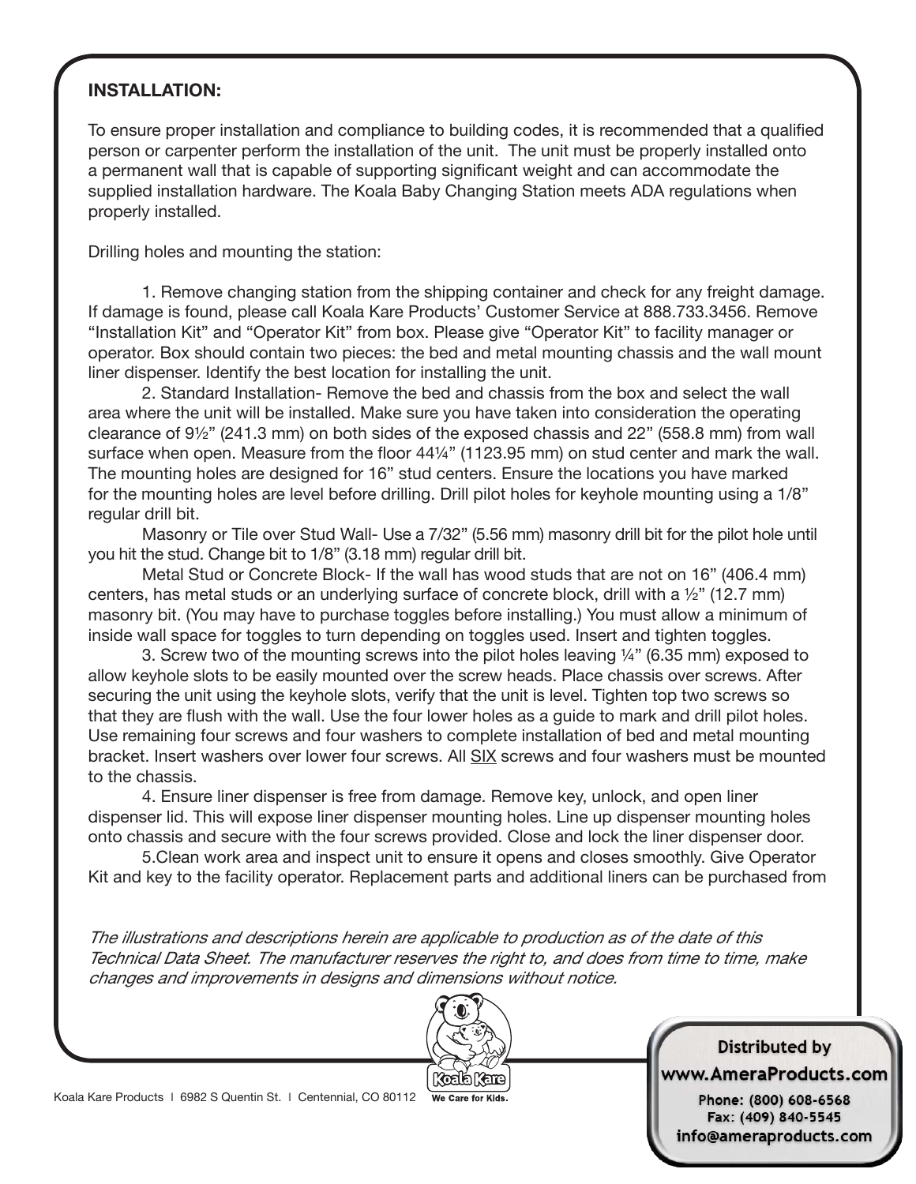## INSTALLATION:

To ensure proper installation and compliance to building codes, it is recommended that a qualified person or carpenter perform the installation of the unit. The unit must be properly installed onto a permanent wall that is capable of supporting significant weight and can accommodate the supplied installation hardware. The Koala Baby Changing Station meets ADA regulations when properly installed.

Drilling holes and mounting the station:

1. Remove changing station from the shipping container and check for any freight damage. If damage is found, please call Koala Kare Products' Customer Service at 888.733.3456. Remove "Installation Kit" and "Operator Kit" from box. Please give "Operator Kit" to facility manager or operator. Box should contain two pieces: the bed and metal mounting chassis and the wall mount liner dispenser. Identify the best location for installing the unit.

2. Standard Installation- Remove the bed and chassis from the box and select the wall area where the unit will be installed. Make sure you have taken into consideration the operating clearance of 9½" (241.3 mm) on both sides of the exposed chassis and 22" (558.8 mm) from wall surface when open. Measure from the floor 44¼" (1123.95 mm) on stud center and mark the wall. The mounting holes are designed for 16" stud centers. Ensure the locations you have marked for the mounting holes are level before drilling. Drill pilot holes for keyhole mounting using a 1/8" regular drill bit.

   Masonry or Tile over Stud Wall- Use a 7/32" (5.56 mm) masonry drill bit for the pilot hole until you hit the stud. Change bit to 1/8" (3.18 mm) regular drill bit.

   Metal Stud or Concrete Block- If the wall has wood studs that are not on 16" (406.4 mm) centers, has metal studs or an underlying surface of concrete block, drill with a ½" (12.7 mm) masonry bit. (You may have to purchase toggles before installing.) You must allow a minimum of inside wall space for toggles to turn depending on toggles used. Insert and tighten toggles.

3. Screw two of the mounting screws into the pilot holes leaving ¼" (6.35 mm) exposed to allow keyhole slots to be easily mounted over the screw heads. Place chassis over screws. After securing the unit using the keyhole slots, verify that the unit is level. Tighten top two screws so that they are flush with the wall. Use the four lower holes as a guide to mark and drill pilot holes. Use remaining four screws and four washers to complete installation of bed and metal mounting bracket. Insert washers over lower four screws. All SIX screws and four washers must be mounted to the chassis.

4. Ensure liner dispenser is free from damage. Remove key, unlock, and open liner dispenser lid. This will expose liner dispenser mounting holes. Line up dispenser mounting holes onto chassis and secure with the four screws provided. Close and lock the liner dispenser door.

5. Clean work area and inspect unit to ensure it opens and closes smoothly. Give Operator Kit and key to the facility operator. Replacement parts and additional liners can be purchased from

*The illustrations and descriptions herein are applicable to production as of the date of this Technical Data Sheet. The manufacturer reserves the right to, and does from time to time, make changes and improvements in designs and dimensions without notice.*

Koala Kare
We Care for Kids.

Koala Kare Products | 6982 S Quentin St. | Centennial, CO 80112

**Distributed by**
**www.AmeraProducts.com**
Phone: (800) 608-6568
Fax: (409) 840-5545
info@ameraproducts.com